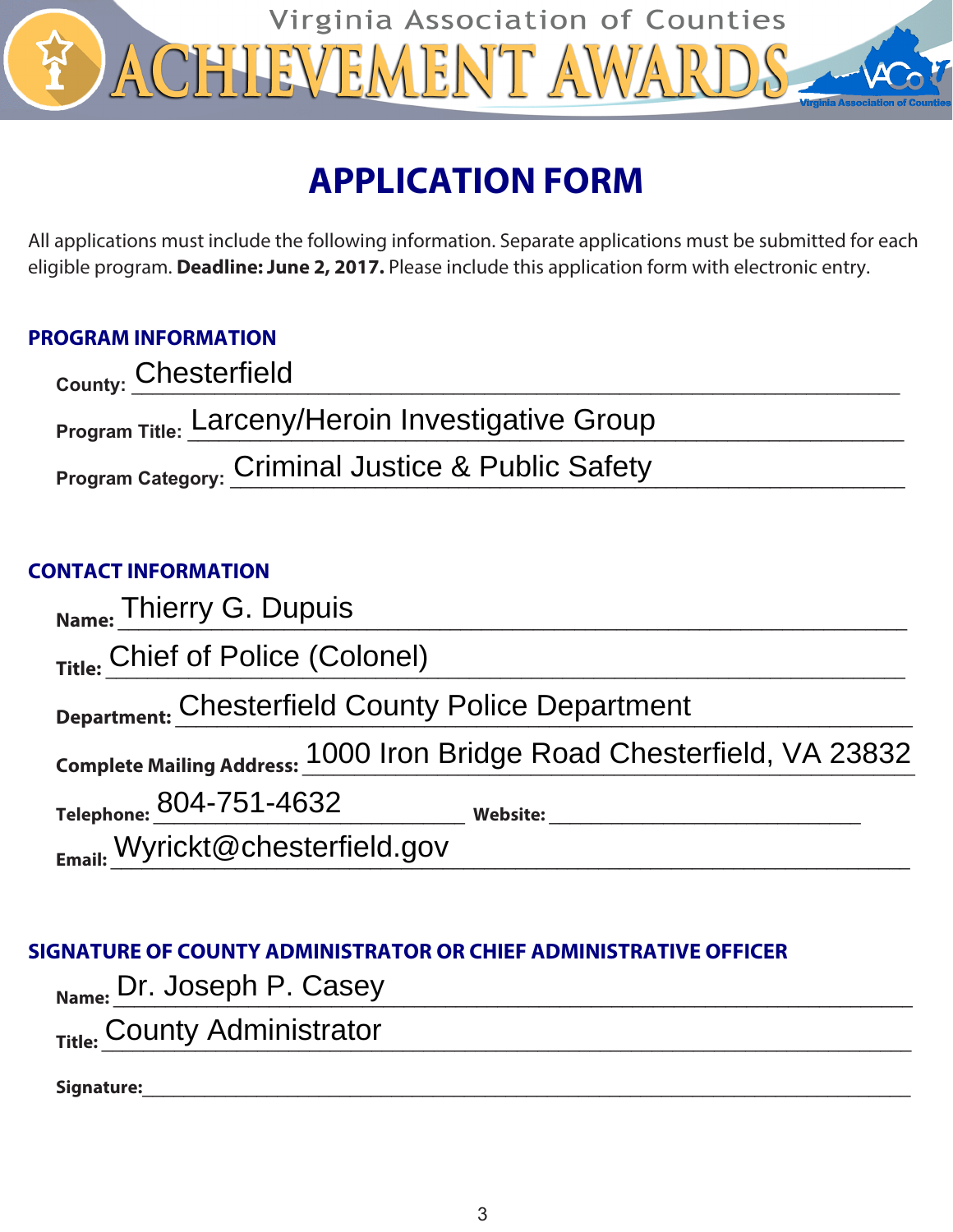Virginia Association of Counties

# ACHIEVEMENT AWARDS

## APPLICATION FORM

All applications must include the following information. Separate applications must be submitted for each eligible program. **Deadline: June 2, 2017.** Please include this application form with electronic entry.

### PROGRAM INFORMATION

**County:** Chesterfield

**Program Title:** Larceny/Heroin Investigative Group

**Program Category:** Criminal Justice & Public Safety

### CONTACT INFORMATION

**Name:** Thierry G. Dupuis

**Title:** Chief of Police (Colonel)

**Department:** Chesterfield County Police Department

**Complete Mailing Address:** 1000 Iron Bridge Road Chesterfield, VA 23832

**Telephone:** 804-751-4632 **Website:** ______________________

**Email:** Wyrickt@chesterfield.gov

### SIGNATURE OF COUNTY ADMINISTRATOR OR CHIEF ADMINISTRATIVE OFFICER

**Name:** Dr. Joseph P. Casey

**Title:** County Administrator

**Signature:** ______________________________________________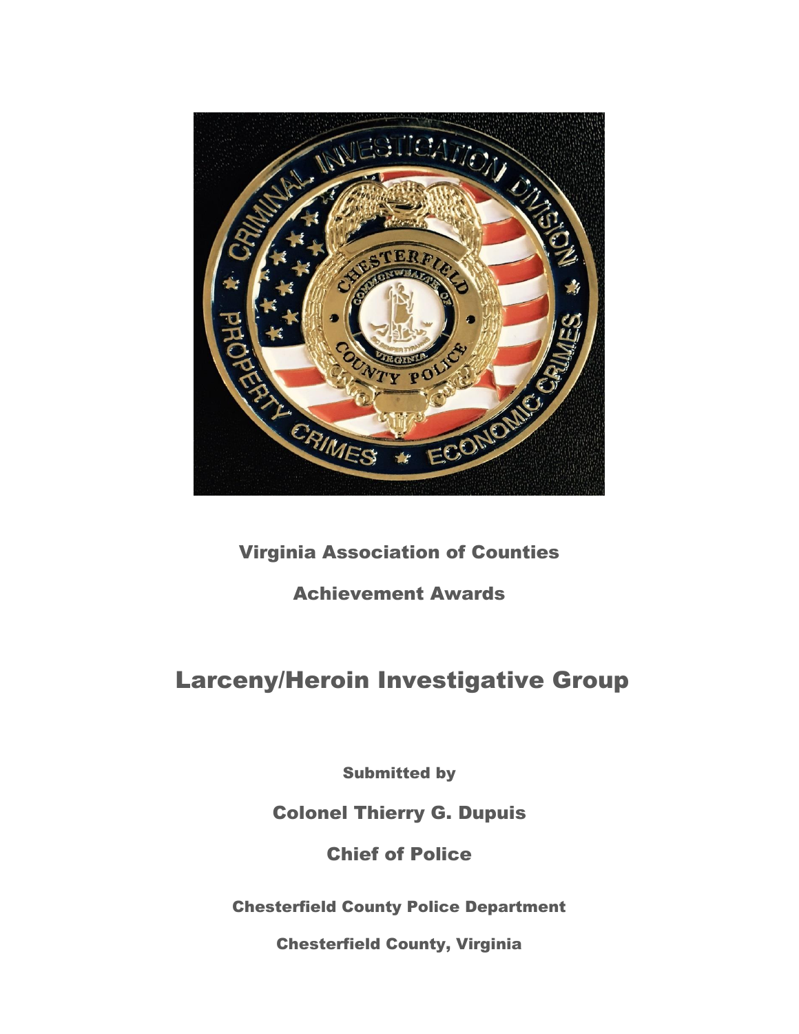Virginia Association of Counties

Achievement Awards

# Larceny/Heroin Investigative Group

Submitted by

Colonel Thierry G. Dupuis

Chief of Police

Chesterfield County Police Department

Chesterfield County, Virginia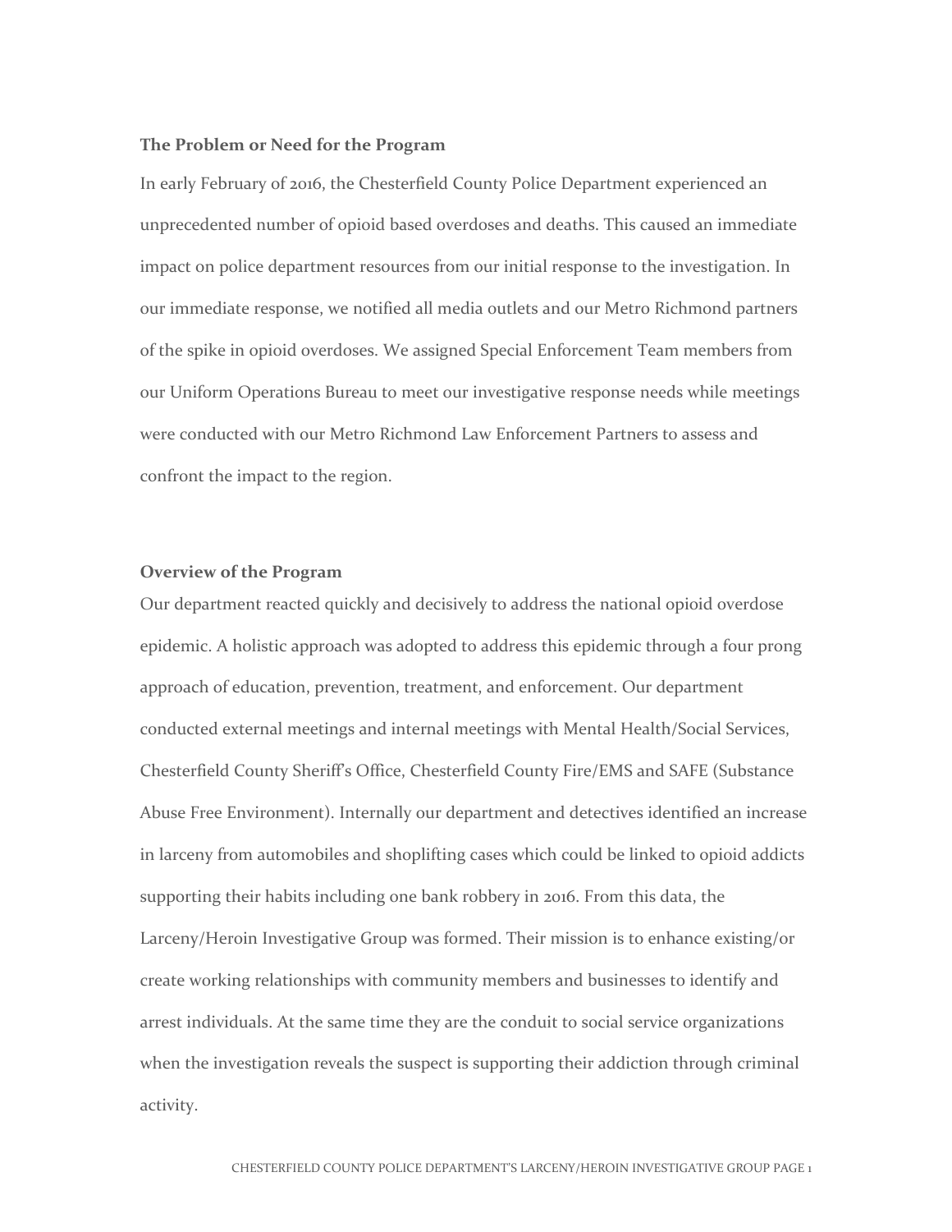**The Problem or Need for the Program**

In early February of 2016, the Chesterfield County Police Department experienced an unprecedented number of opioid based overdoses and deaths. This caused an immediate impact on police department resources from our initial response to the investigation. In our immediate response, we notified all media outlets and our Metro Richmond partners of the spike in opioid overdoses. We assigned Special Enforcement Team members from our Uniform Operations Bureau to meet our investigative response needs while meetings were conducted with our Metro Richmond Law Enforcement Partners to assess and confront the impact to the region.

**Overview of the Program**

Our department reacted quickly and decisively to address the national opioid overdose epidemic. A holistic approach was adopted to address this epidemic through a four prong approach of education, prevention, treatment, and enforcement. Our department conducted external meetings and internal meetings with Mental Health/Social Services, Chesterfield County Sheriff's Office, Chesterfield County Fire/EMS and SAFE (Substance Abuse Free Environment). Internally our department and detectives identified an increase in larceny from automobiles and shoplifting cases which could be linked to opioid addicts supporting their habits including one bank robbery in 2016. From this data, the Larceny/Heroin Investigative Group was formed. Their mission is to enhance existing/or create working relationships with community members and businesses to identify and arrest individuals. At the same time they are the conduit to social service organizations when the investigation reveals the suspect is supporting their addiction through criminal activity.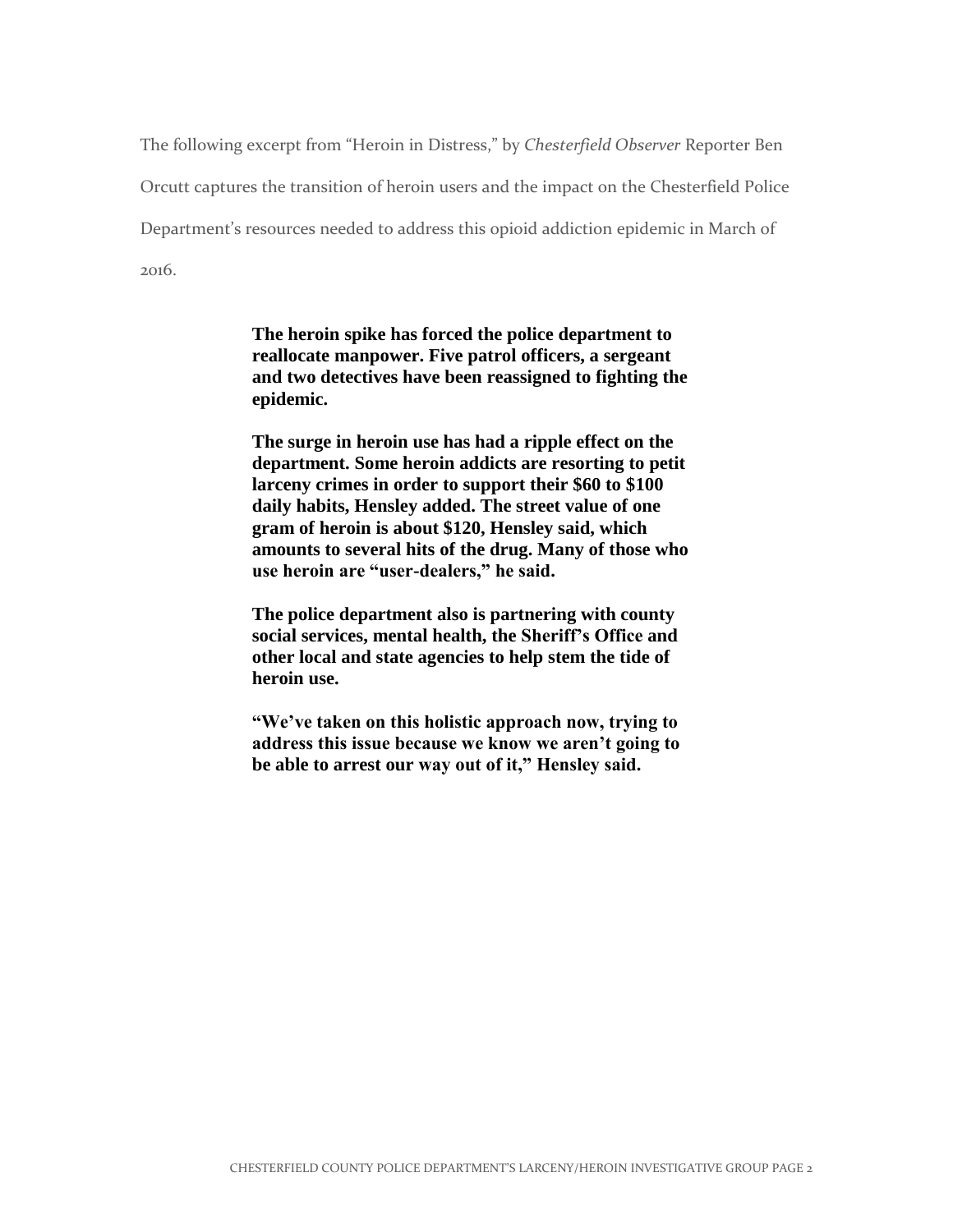The following excerpt from "Heroin in Distress," by *Chesterfield Observer* Reporter Ben Orcutt captures the transition of heroin users and the impact on the Chesterfield Police Department's resources needed to address this opioid addiction epidemic in March of 2016.

> **The heroin spike has forced the police department to reallocate manpower. Five patrol officers, a sergeant and two detectives have been reassigned to fighting the epidemic.**
>
> **The surge in heroin use has had a ripple effect on the department. Some heroin addicts are resorting to petit larceny crimes in order to support their $60 to $100 daily habits, Hensley added. The street value of one gram of heroin is about $120, Hensley said, which amounts to several hits of the drug. Many of those who use heroin are "user-dealers," he said.**
>
> **The police department also is partnering with county social services, mental health, the Sheriff's Office and other local and state agencies to help stem the tide of heroin use.**
>
> **"We've taken on this holistic approach now, trying to address this issue because we know we aren't going to be able to arrest our way out of it," Hensley said.**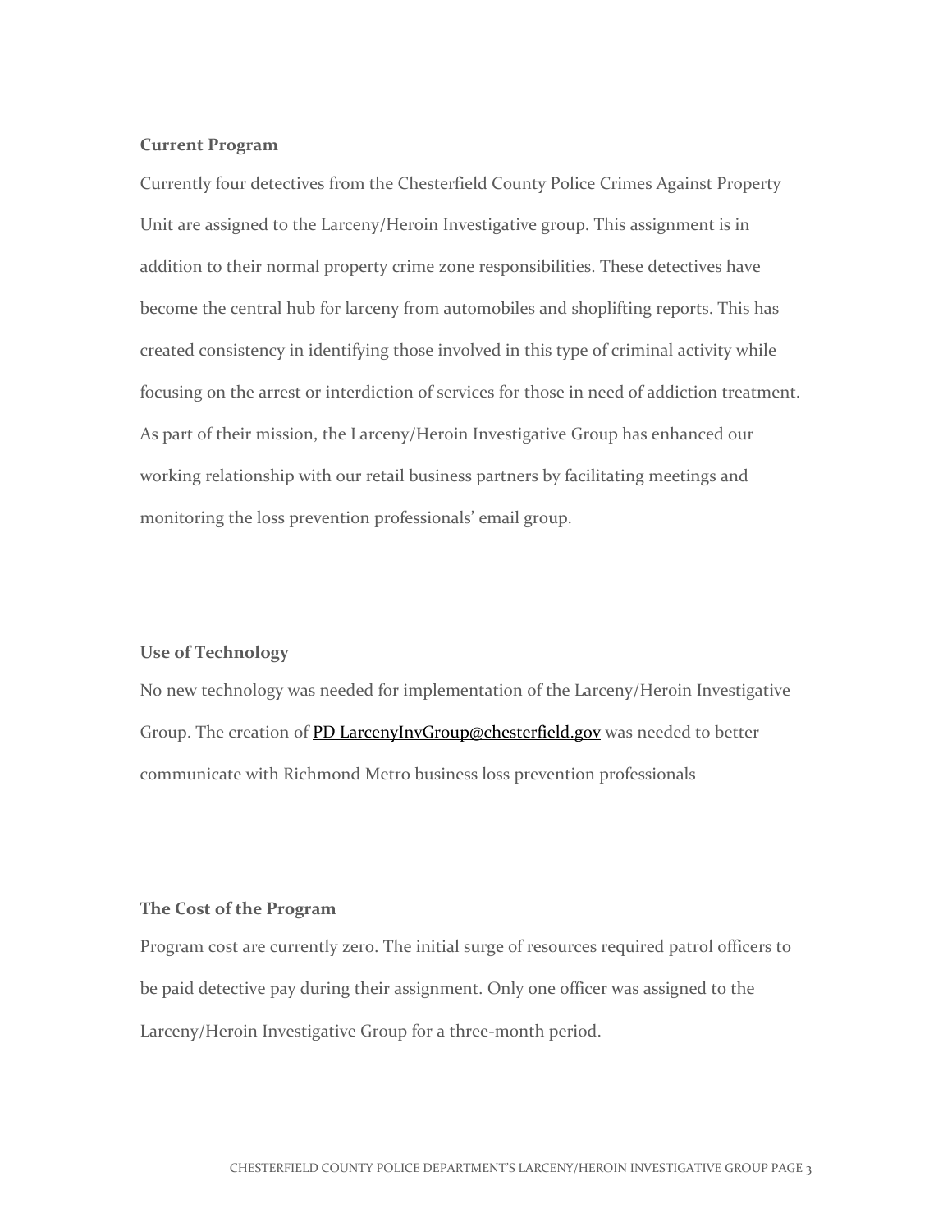**Current Program**

Currently four detectives from the Chesterfield County Police Crimes Against Property Unit are assigned to the Larceny/Heroin Investigative group. This assignment is in addition to their normal property crime zone responsibilities. These detectives have become the central hub for larceny from automobiles and shoplifting reports. This has created consistency in identifying those involved in this type of criminal activity while focusing on the arrest or interdiction of services for those in need of addiction treatment. As part of their mission, the Larceny/Heroin Investigative Group has enhanced our working relationship with our retail business partners by facilitating meetings and monitoring the loss prevention professionals' email group.

**Use of Technology**

No new technology was needed for implementation of the Larceny/Heroin Investigative Group. The creation of PD LarcenyInvGroup@chesterfield.gov was needed to better communicate with Richmond Metro business loss prevention professionals

**The Cost of the Program**

Program cost are currently zero. The initial surge of resources required patrol officers to be paid detective pay during their assignment. Only one officer was assigned to the Larceny/Heroin Investigative Group for a three-month period.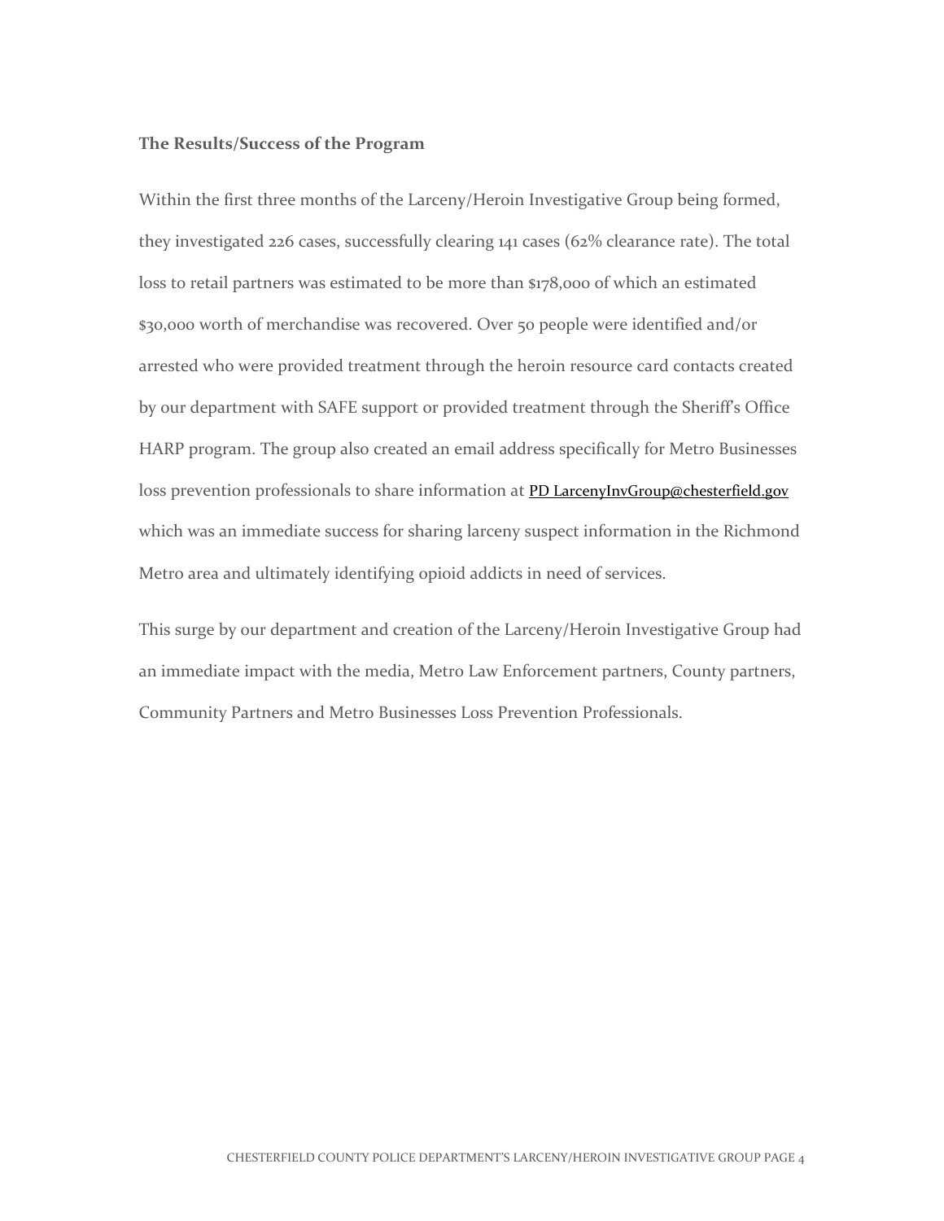**The Results/Success of the Program**

Within the first three months of the Larceny/Heroin Investigative Group being formed, they investigated 226 cases, successfully clearing 141 cases (62% clearance rate). The total loss to retail partners was estimated to be more than $178,000 of which an estimated $30,000 worth of merchandise was recovered. Over 50 people were identified and/or arrested who were provided treatment through the heroin resource card contacts created by our department with SAFE support or provided treatment through the Sheriff's Office HARP program. The group also created an email address specifically for Metro Businesses loss prevention professionals to share information at PD LarcenyInvGroup@chesterfield.gov which was an immediate success for sharing larceny suspect information in the Richmond Metro area and ultimately identifying opioid addicts in need of services.

This surge by our department and creation of the Larceny/Heroin Investigative Group had an immediate impact with the media, Metro Law Enforcement partners, County partners, Community Partners and Metro Businesses Loss Prevention Professionals.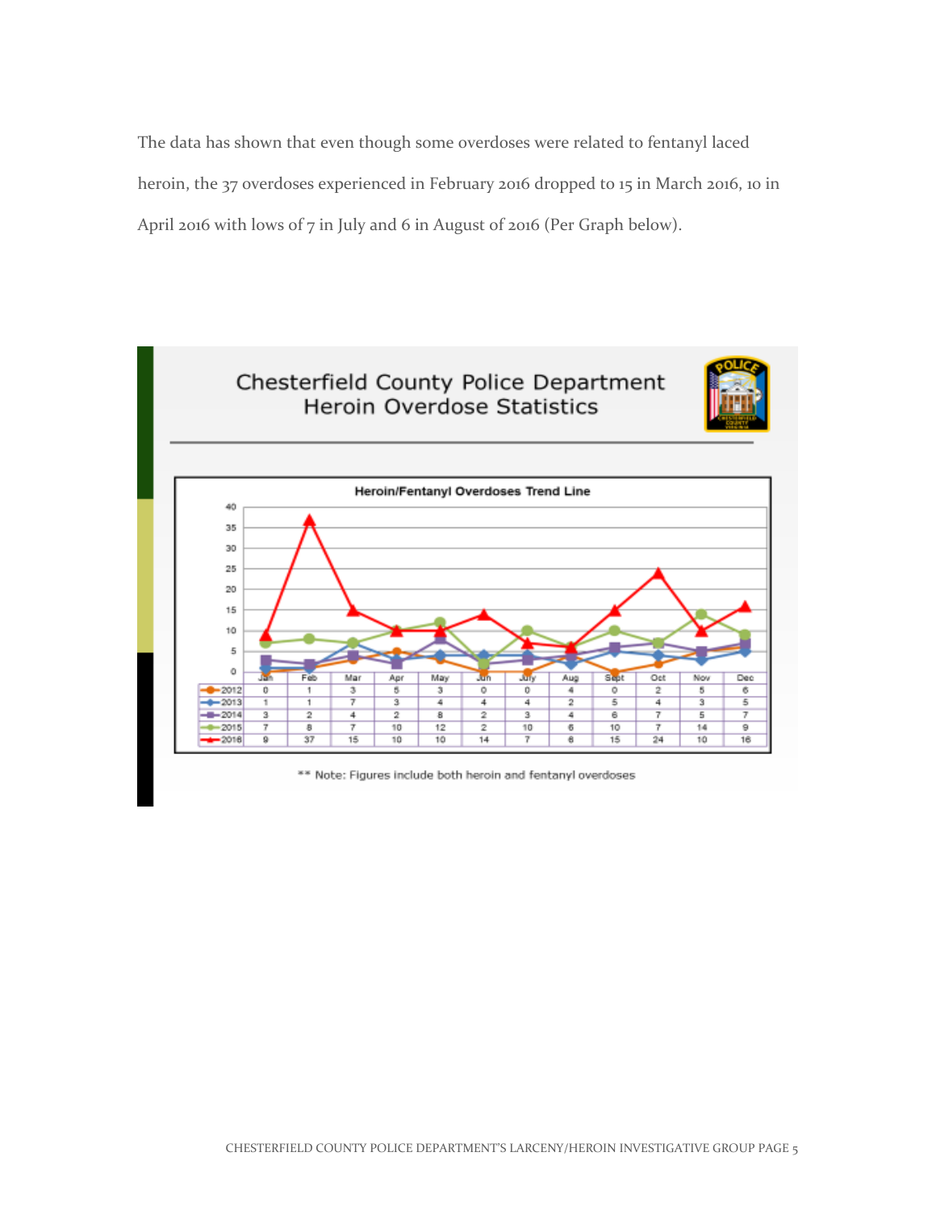The data has shown that even though some overdoses were related to fentanyl laced heroin, the 37 overdoses experienced in February 2016 dropped to 15 in March 2016, 10 in April 2016 with lows of 7 in July and 6 in August of 2016 (Per Graph below).

## Chesterfield County Police Department Heroin Overdose Statistics

**Heroin/Fentanyl Overdoses Trend Line**

| | Jan | Feb | Mar | Apr | May | Jun | July | Aug | Sept | Oct | Nov | Dec |
|---|---|---|---|---|---|---|---|---|---|---|---|---|
| 2012 | 0 | 1 | 3 | 5 | 3 | 0 | 0 | 4 | 0 | 2 | 5 | 6 |
| 2013 | 1 | 1 | 7 | 3 | 4 | 4 | 4 | 2 | 5 | 4 | 3 | 5 |
| 2014 | 3 | 2 | 4 | 2 | 8 | 2 | 3 | 4 | 6 | 7 | 5 | 7 |
| 2015 | 7 | 8 | 7 | 10 | 12 | 2 | 10 | 6 | 10 | 7 | 14 | 9 |
| 2016 | 9 | 37 | 15 | 10 | 10 | 14 | 7 | 6 | 15 | 24 | 10 | 16 |

** Note: Figures include both heroin and fentanyl overdoses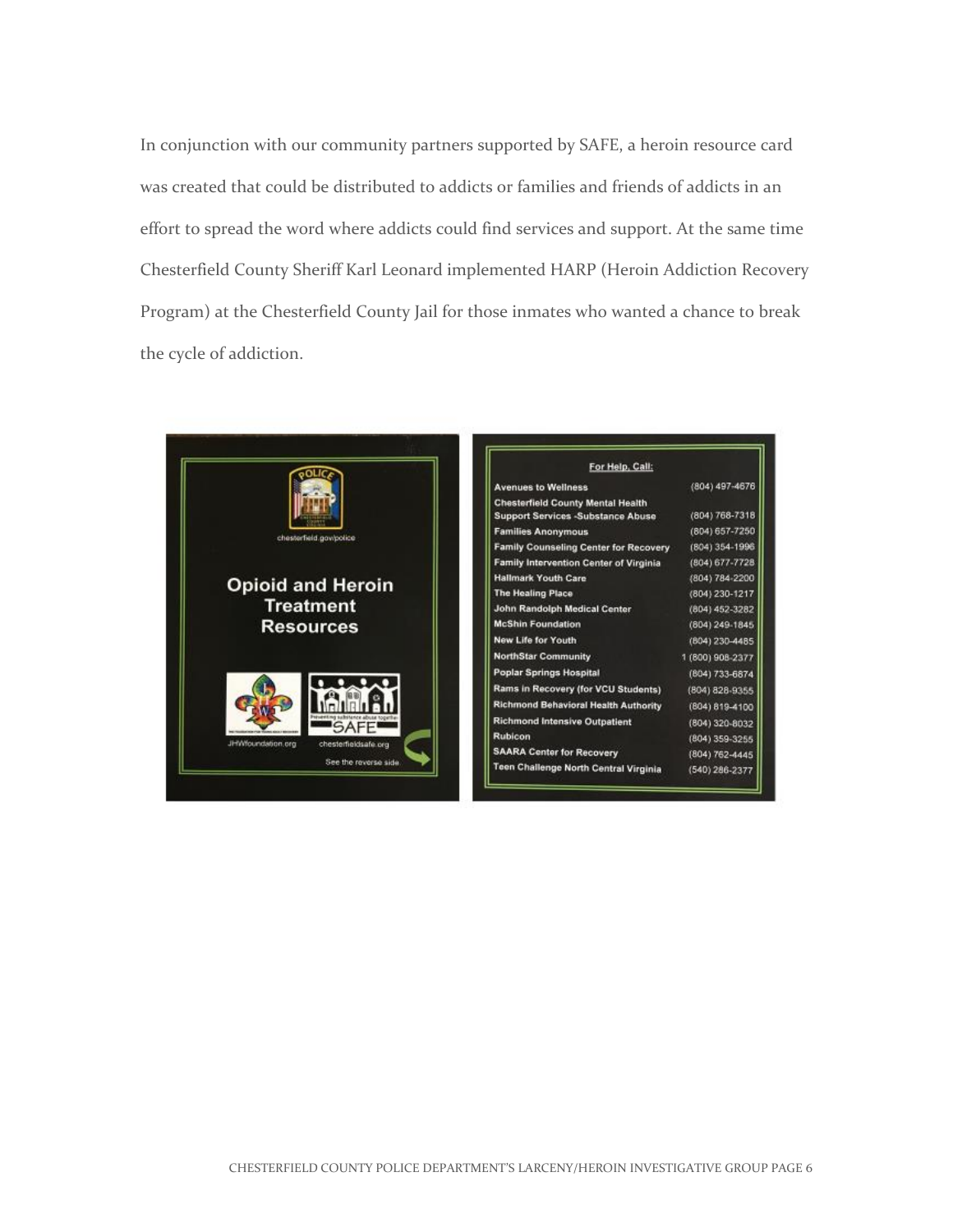In conjunction with our community partners supported by SAFE, a heroin resource card was created that could be distributed to addicts or families and friends of addicts in an effort to spread the word where addicts could find services and support. At the same time Chesterfield County Sheriff Karl Leonard implemented HARP (Heroin Addiction Recovery Program) at the Chesterfield County Jail for those inmates who wanted a chance to break the cycle of addiction.

chesterfield.gov/police

## Opioid and Heroin Treatment Resources

JHWfoundation.org

Preventing substance abuse together

SAFE

chesterfieldsafe.org

See the reverse side.

**For Help, Call:**

| | |
|---|---|
| **Avenues to Wellness** | (804) 497-4676 |
| **Chesterfield County Mental Health Support Services -Substance Abuse** | (804) 768-7318 |
| **Families Anonymous** | (804) 657-7250 |
| **Family Counseling Center for Recovery** | (804) 354-1996 |
| **Family Intervention Center of Virginia** | (804) 677-7728 |
| **Hallmark Youth Care** | (804) 784-2200 |
| **The Healing Place** | (804) 230-1217 |
| **John Randolph Medical Center** | (804) 452-3282 |
| **McShin Foundation** | (804) 249-1845 |
| **New Life for Youth** | (804) 230-4485 |
| **NorthStar Community** | 1 (800) 908-2377 |
| **Poplar Springs Hospital** | (804) 733-6874 |
| **Rams in Recovery (for VCU Students)** | (804) 828-9355 |
| **Richmond Behavioral Health Authority** | (804) 819-4100 |
| **Richmond Intensive Outpatient** | (804) 320-8032 |
| **Rubicon** | (804) 359-3255 |
| **SAARA Center for Recovery** | (804) 762-4445 |
| **Teen Challenge North Central Virginia** | (540) 286-2377 |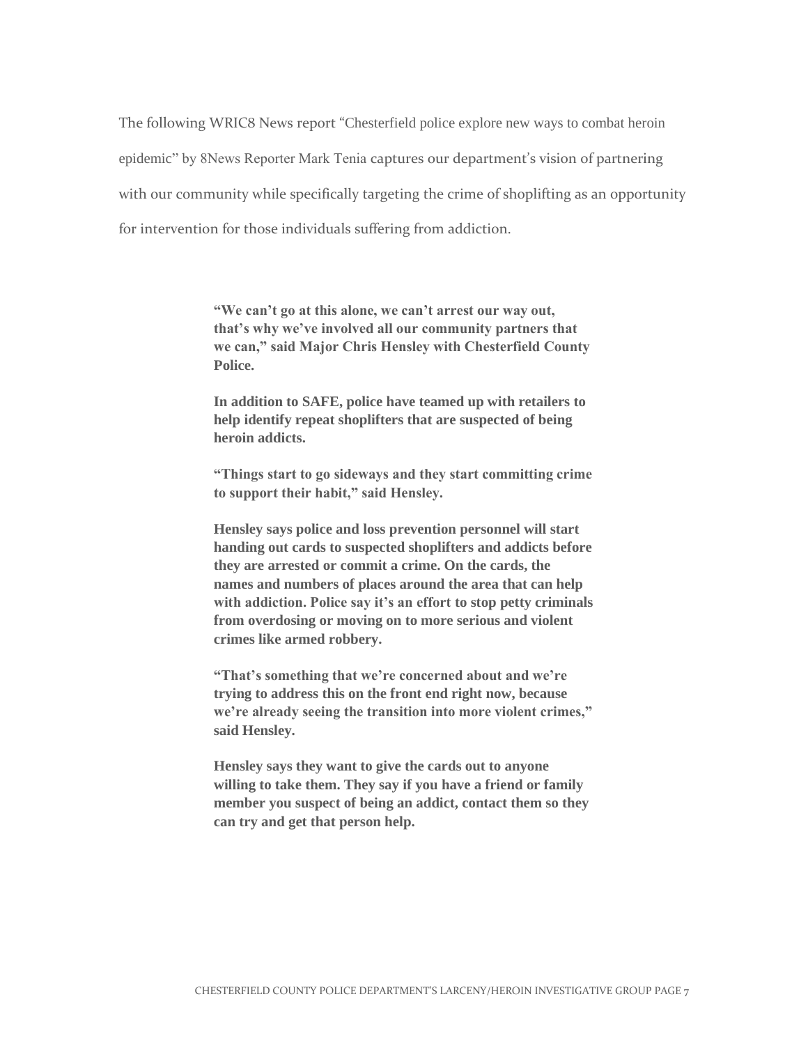The following WRIC8 News report "Chesterfield police explore new ways to combat heroin epidemic" by 8News Reporter Mark Tenia captures our department's vision of partnering with our community while specifically targeting the crime of shoplifting as an opportunity for intervention for those individuals suffering from addiction.

> **"We can't go at this alone, we can't arrest our way out, that's why we've involved all our community partners that we can," said Major Chris Hensley with Chesterfield County Police.**
>
> **In addition to SAFE, police have teamed up with retailers to help identify repeat shoplifters that are suspected of being heroin addicts.**
>
> **"Things start to go sideways and they start committing crime to support their habit," said Hensley.**
>
> **Hensley says police and loss prevention personnel will start handing out cards to suspected shoplifters and addicts before they are arrested or commit a crime. On the cards, the names and numbers of places around the area that can help with addiction. Police say it's an effort to stop petty criminals from overdosing or moving on to more serious and violent crimes like armed robbery.**
>
> **"That's something that we're concerned about and we're trying to address this on the front end right now, because we're already seeing the transition into more violent crimes," said Hensley.**
>
> **Hensley says they want to give the cards out to anyone willing to take them. They say if you have a friend or family member you suspect of being an addict, contact them so they can try and get that person help.**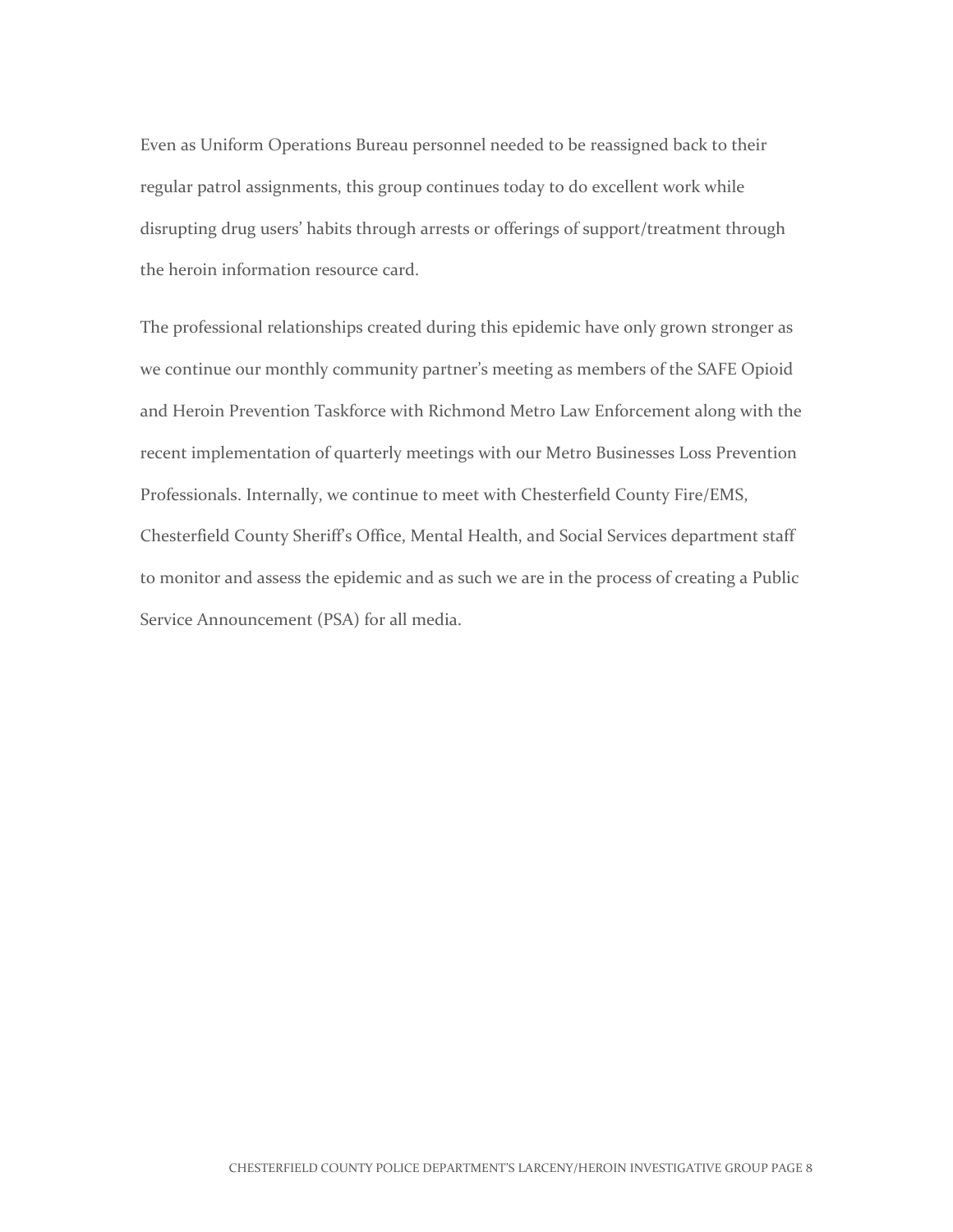Even as Uniform Operations Bureau personnel needed to be reassigned back to their regular patrol assignments, this group continues today to do excellent work while disrupting drug users' habits through arrests or offerings of support/treatment through the heroin information resource card.

The professional relationships created during this epidemic have only grown stronger as we continue our monthly community partner's meeting as members of the SAFE Opioid and Heroin Prevention Taskforce with Richmond Metro Law Enforcement along with the recent implementation of quarterly meetings with our Metro Businesses Loss Prevention Professionals. Internally, we continue to meet with Chesterfield County Fire/EMS, Chesterfield County Sheriff's Office, Mental Health, and Social Services department staff to monitor and assess the epidemic and as such we are in the process of creating a Public Service Announcement (PSA) for all media.